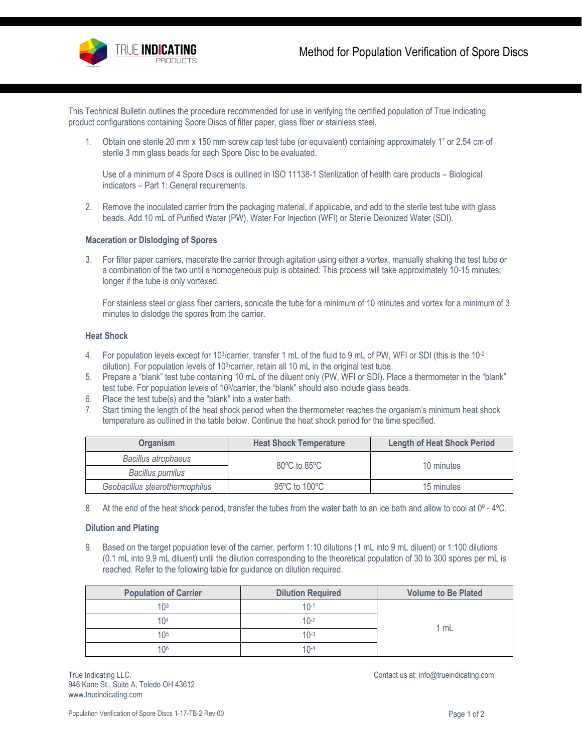# Method for Population Verification of Spore Discs

This Technical Bulletin outlines the procedure recommended for use in verifying the certified population of True Indicating product configurations containing Spore Discs of filter paper, glass fiber or stainless steel.

1. Obtain one sterile 20 mm x 150 mm screw cap test tube (or equivalent) containing approximately 1" or 2.54 cm of sterile 3 mm glass beads for each Spore Disc to be evaluated.

   Use of a minimum of 4 Spore Discs is outlined in ISO 11138-1 Sterilization of health care products – Biological indicators – Part 1: General requirements.

2. Remove the inoculated carrier from the packaging material, if applicable, and add to the sterile test tube with glass beads. Add 10 mL of Purified Water (PW), Water For Injection (WFI) or Sterile Deionized Water (SDI).

### Maceration or Dislodging of Spores

3. For filter paper carriers, macerate the carrier through agitation using either a vortex, manually shaking the test tube or a combination of the two until a homogeneous pulp is obtained. This process will take approximately 10-15 minutes; longer if the tube is only vortexed.

   For stainless steel or glass fiber carriers, sonicate the tube for a minimum of 10 minutes and vortex for a minimum of 3 minutes to dislodge the spores from the carrier.

### Heat Shock

4. For population levels except for $10^3$/carrier, transfer 1 mL of the fluid to 9 mL of PW, WFI or SDI (this is the $10^{-2}$ dilution). For population levels of $10^3$/carrier, retain all 10 mL in the original test tube.
5. Prepare a "blank" test tube containing 10 mL of the diluent only (PW, WFI or SDI). Place a thermometer in the "blank" test tube. For population levels of $10^3$/carrier, the "blank" should also include glass beads.
6. Place the test tube(s) and the "blank" into a water bath.
7. Start timing the length of the heat shock period when the thermometer reaches the organism's minimum heat shock temperature as outlined in the table below. Continue the heat shock period for the time specified.

| Organism | Heat Shock Temperature | Length of Heat Shock Period |
|---|---|---|
| *Bacillus atrophaeus* | 80ºC to 85ºC | 10 minutes |
| *Bacillus pumilus* | | |
| *Geobacillus stearothermophilus* | 95ºC to 100ºC | 15 minutes |

8. At the end of the heat shock period, transfer the tubes from the water bath to an ice bath and allow to cool at 0º - 4ºC.

### Dilution and Plating

9. Based on the target population level of the carrier, perform 1:10 dilutions (1 mL into 9 mL diluent) or 1:100 dilutions (0.1 mL into 9.9 mL diluent) until the dilution corresponding to the theoretical population of 30 to 300 spores per mL is reached. Refer to the following table for guidance on dilution required.

| Population of Carrier | Dilution Required | Volume to Be Plated |
|---|---|---|
| $10^3$ | $10^{-1}$ | 1 mL |
| $10^4$ | $10^{-2}$ | |
| $10^5$ | $10^{-3}$ | |
| $10^6$ | $10^{-4}$ | |

True Indicating LLC.
946 Kane St., Suite A, Toledo OH 43612
www.trueindicating.com

Contact us at: info@trueindicating.com

Population Verification of Spore Discs 1-17-TB-2 Rev 00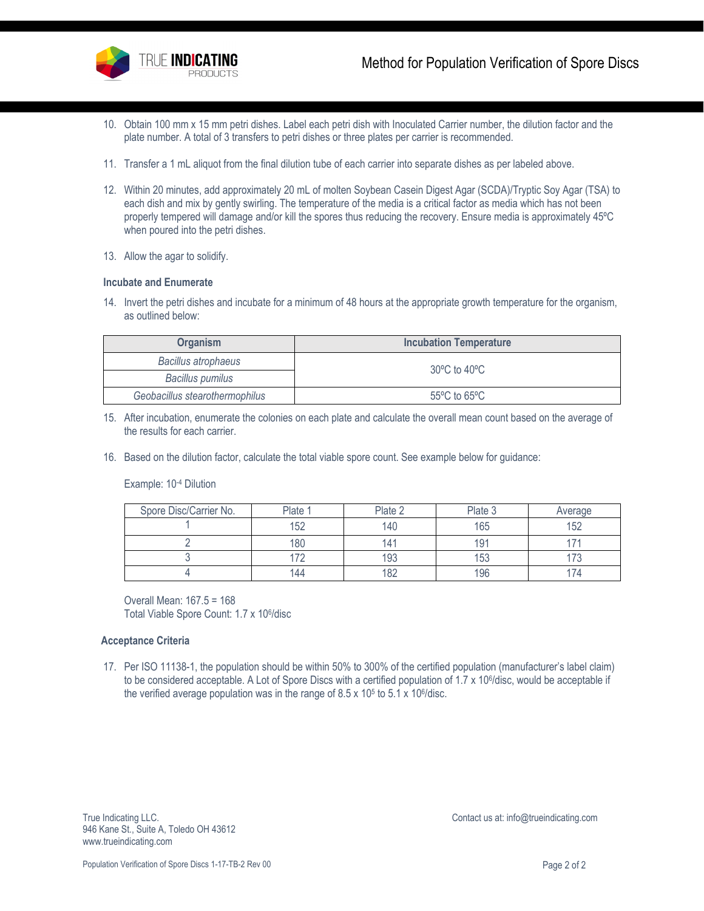10. Obtain 100 mm x 15 mm petri dishes. Label each petri dish with Inoculated Carrier number, the dilution factor and the plate number. A total of 3 transfers to petri dishes or three plates per carrier is recommended.

11. Transfer a 1 mL aliquot from the final dilution tube of each carrier into separate dishes as per labeled above.

12. Within 20 minutes, add approximately 20 mL of molten Soybean Casein Digest Agar (SCDA)/Tryptic Soy Agar (TSA) to each dish and mix by gently swirling. The temperature of the media is a critical factor as media which has not been properly tempered will damage and/or kill the spores thus reducing the recovery. Ensure media is approximately 45ºC when poured into the petri dishes.

13. Allow the agar to solidify.

**Incubate and Enumerate**

14. Invert the petri dishes and incubate for a minimum of 48 hours at the appropriate growth temperature for the organism, as outlined below:

| Organism | Incubation Temperature |
|---|---|
| *Bacillus atrophaeus* | 30ºC to 40ºC |
| *Bacillus pumilus* | |
| *Geobacillus stearothermophilus* | 55ºC to 65ºC |

15. After incubation, enumerate the colonies on each plate and calculate the overall mean count based on the average of the results for each carrier.

16. Based on the dilution factor, calculate the total viable spore count. See example below for guidance:

Example: $10^{-4}$ Dilution

| Spore Disc/Carrier No. | Plate 1 | Plate 2 | Plate 3 | Average |
|---|---|---|---|---|
| 1 | 152 | 140 | 165 | 152 |
| 2 | 180 | 141 | 191 | 171 |
| 3 | 172 | 193 | 153 | 173 |
| 4 | 144 | 182 | 196 | 174 |

Overall Mean: 167.5 = 168
Total Viable Spore Count: $1.7 \times 10^{6}$/disc

**Acceptance Criteria**

17. Per ISO 11138-1, the population should be within 50% to 300% of the certified population (manufacturer's label claim) to be considered acceptable. A Lot of Spore Discs with a certified population of $1.7 \times 10^{6}$/disc, would be acceptable if the verified average population was in the range of $8.5 \times 10^{5}$ to $5.1 \times 10^{6}$/disc.

True Indicating LLC.
946 Kane St., Suite A, Toledo OH 43612
www.trueindicating.com

Contact us at: info@trueindicating.com